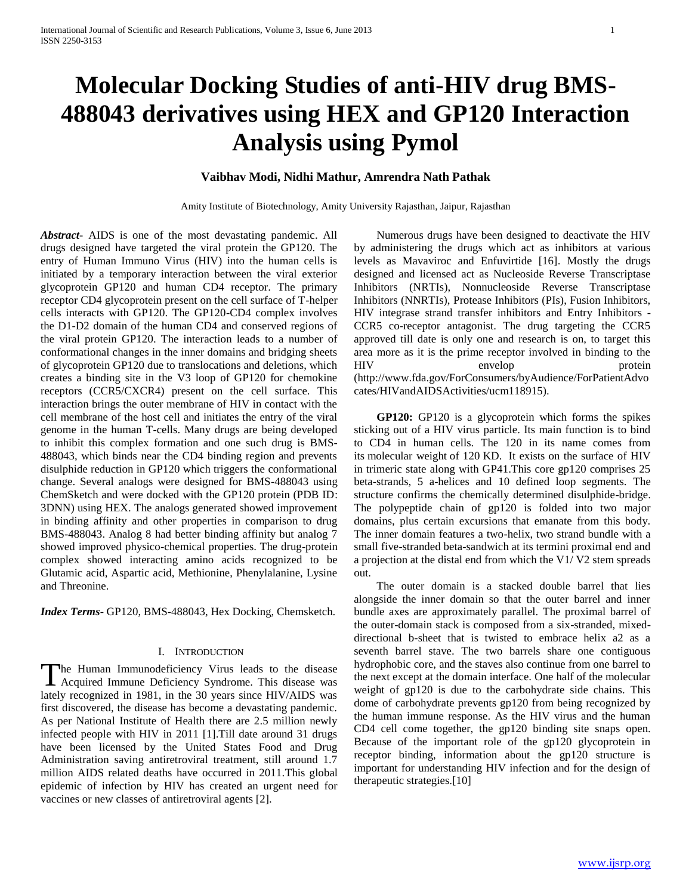# Molecular Docking Studies of anti-HIV drug BMS-488043 derivatives using HEX and GP120 Interaction Analysis using Pymol

**Vaibhav Modi, Nidhi Mathur, Amrendra Nath Pathak**

Amity Institute of Biotechnology, Amity University Rajasthan, Jaipur, Rajasthan

***Abstract-*** AIDS is one of the most devastating pandemic. All drugs designed have targeted the viral protein the GP120. The entry of Human Immuno Virus (HIV) into the human cells is initiated by a temporary interaction between the viral exterior glycoprotein GP120 and human CD4 receptor. The primary receptor CD4 glycoprotein present on the cell surface of T-helper cells interacts with GP120. The GP120-CD4 complex involves the D1-D2 domain of the human CD4 and conserved regions of the viral protein GP120. The interaction leads to a number of conformational changes in the inner domains and bridging sheets of glycoprotein GP120 due to translocations and deletions, which creates a binding site in the V3 loop of GP120 for chemokine receptors (CCR5/CXCR4) present on the cell surface. This interaction brings the outer membrane of HIV in contact with the cell membrane of the host cell and initiates the entry of the viral genome in the human T-cells. Many drugs are being developed to inhibit this complex formation and one such drug is BMS-488043, which binds near the CD4 binding region and prevents disulphide reduction in GP120 which triggers the conformational change. Several analogs were designed for BMS-488043 using ChemSketch and were docked with the GP120 protein (PDB ID: 3DNN) using HEX. The analogs generated showed improvement in binding affinity and other properties in comparison to drug BMS-488043. Analog 8 had better binding affinity but analog 7 showed improved physico-chemical properties. The drug-protein complex showed interacting amino acids recognized to be Glutamic acid, Aspartic acid, Methionine, Phenylalanine, Lysine and Threonine.

***Index Terms*-** GP120, BMS-488043, Hex Docking, Chemsketch.

## I. Introduction

The Human Immunodeficiency Virus leads to the disease Acquired Immune Deficiency Syndrome. This disease was lately recognized in 1981, in the 30 years since HIV/AIDS was first discovered, the disease has become a devastating pandemic. As per National Institute of Health there are 2.5 million newly infected people with HIV in 2011 [1].Till date around 31 drugs have been licensed by the United States Food and Drug Administration saving antiretroviral treatment, still around 1.7 million AIDS related deaths have occurred in 2011.This global epidemic of infection by HIV has created an urgent need for vaccines or new classes of antiretroviral agents [2].

Numerous drugs have been designed to deactivate the HIV by administering the drugs which act as inhibitors at various levels as Mavaviroc and Enfuvirtide [16]. Mostly the drugs designed and licensed act as Nucleoside Reverse Transcriptase Inhibitors (NRTIs), Nonnucleoside Reverse Transcriptase Inhibitors (NNRTIs), Protease Inhibitors (PIs), Fusion Inhibitors, HIV integrase strand transfer inhibitors and Entry Inhibitors - CCR5 co-receptor antagonist. The drug targeting the CCR5 approved till date is only one and research is on, to target this area more as it is the prime receptor involved in binding to the HIV envelop protein (http://www.fda.gov/ForConsumers/byAudience/ForPatientAdvocates/HIVandAIDSActivities/ucm118915).

**GP120:** GP120 is a glycoprotein which forms the spikes sticking out of a HIV virus particle. Its main function is to bind to CD4 in human cells. The 120 in its name comes from its molecular weight of 120 KD. It exists on the surface of HIV in trimeric state along with GP41.This core gp120 comprises 25 beta-strands, 5 a-helices and 10 defined loop segments. The structure confirms the chemically determined disulphide-bridge. The polypeptide chain of gp120 is folded into two major domains, plus certain excursions that emanate from this body. The inner domain features a two-helix, two strand bundle with a small five-stranded beta-sandwich at its termini proximal end and a projection at the distal end from which the V1/ V2 stem spreads out.

The outer domain is a stacked double barrel that lies alongside the inner domain so that the outer barrel and inner bundle axes are approximately parallel. The proximal barrel of the outer-domain stack is composed from a six-stranded, mixed-directional b-sheet that is twisted to embrace helix a2 as a seventh barrel stave. The two barrels share one contiguous hydrophobic core, and the staves also continue from one barrel to the next except at the domain interface. One half of the molecular weight of gp120 is due to the carbohydrate side chains. This dome of carbohydrate prevents gp120 from being recognized by the human immune response. As the HIV virus and the human CD4 cell come together, the gp120 binding site snaps open. Because of the important role of the gp120 glycoprotein in receptor binding, information about the gp120 structure is important for understanding HIV infection and for the design of therapeutic strategies.[10]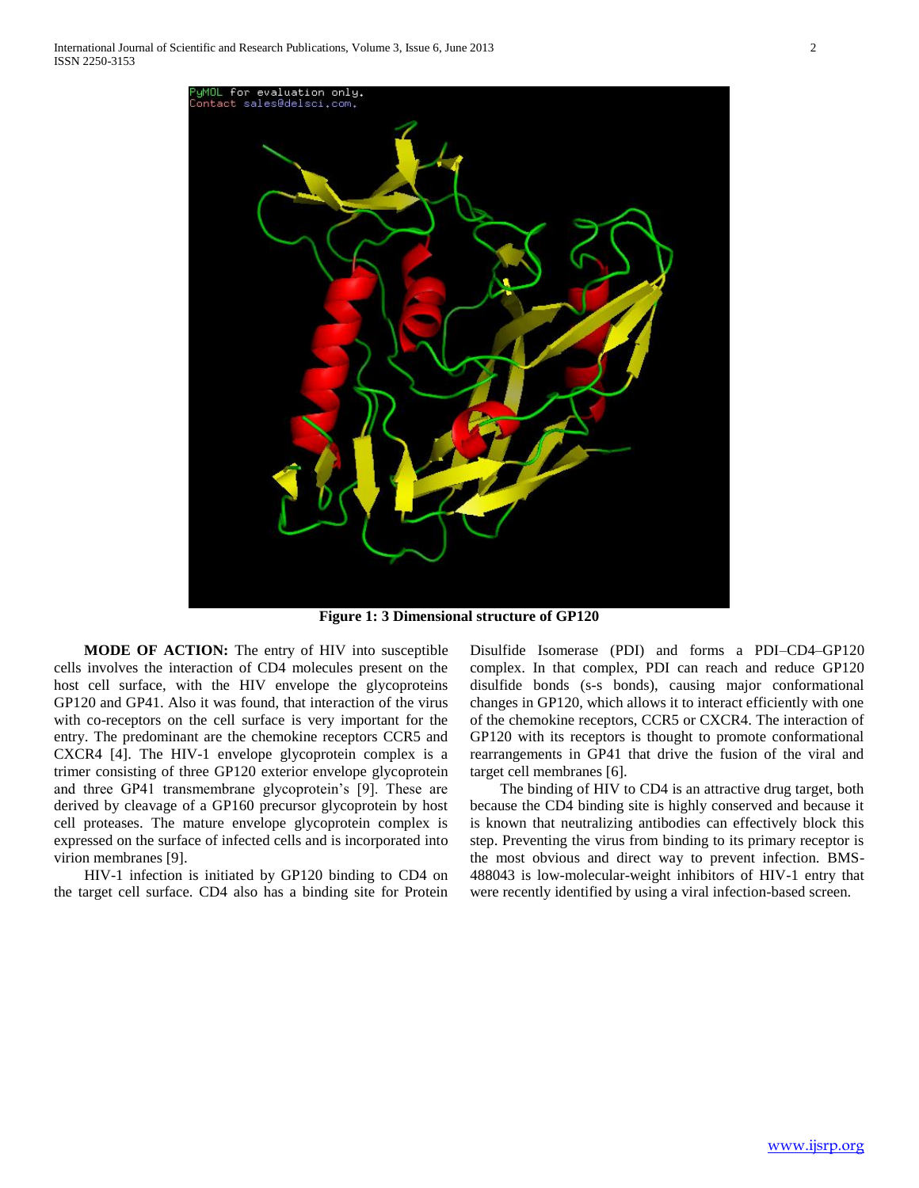Figure 1: 3 Dimensional structure of GP120

**MODE OF ACTION:** The entry of HIV into susceptible cells involves the interaction of CD4 molecules present on the host cell surface, with the HIV envelope the glycoproteins GP120 and GP41. Also it was found, that interaction of the virus with co-receptors on the cell surface is very important for the entry. The predominant are the chemokine receptors CCR5 and CXCR4 [4]. The HIV-1 envelope glycoprotein complex is a trimer consisting of three GP120 exterior envelope glycoprotein and three GP41 transmembrane glycoprotein's [9]. These are derived by cleavage of a GP160 precursor glycoprotein by host cell proteases. The mature envelope glycoprotein complex is expressed on the surface of infected cells and is incorporated into virion membranes [9].

HIV-1 infection is initiated by GP120 binding to CD4 on the target cell surface. CD4 also has a binding site for Protein Disulfide Isomerase (PDI) and forms a PDI–CD4–GP120 complex. In that complex, PDI can reach and reduce GP120 disulfide bonds (s-s bonds), causing major conformational changes in GP120, which allows it to interact efficiently with one of the chemokine receptors, CCR5 or CXCR4. The interaction of GP120 with its receptors is thought to promote conformational rearrangements in GP41 that drive the fusion of the viral and target cell membranes [6].

The binding of HIV to CD4 is an attractive drug target, both because the CD4 binding site is highly conserved and because it is known that neutralizing antibodies can effectively block this step. Preventing the virus from binding to its primary receptor is the most obvious and direct way to prevent infection. BMS-488043 is low-molecular-weight inhibitors of HIV-1 entry that were recently identified by using a viral infection-based screen.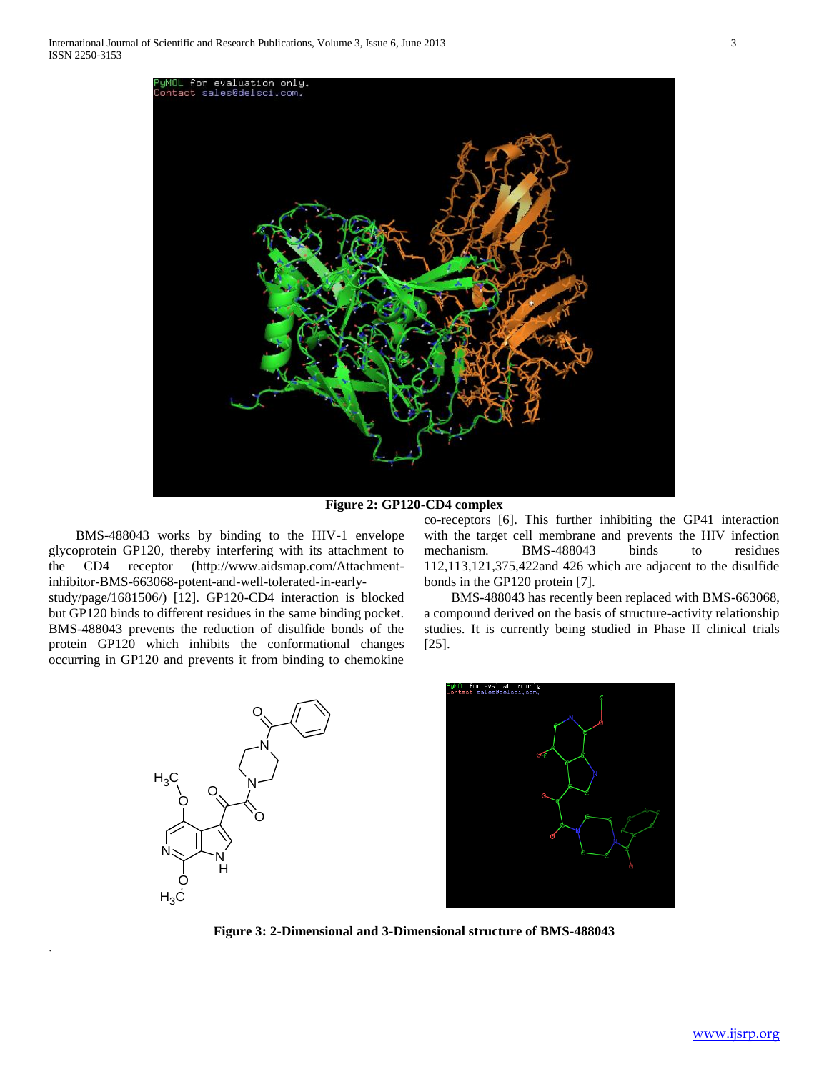**Figure 2: GP120-CD4 complex**

BMS-488043 works by binding to the HIV-1 envelope glycoprotein GP120, thereby interfering with its attachment to the CD4 receptor (http://www.aidsmap.com/Attachment-inhibitor-BMS-663068-potent-and-well-tolerated-in-early-study/page/1681506/) [12]. GP120-CD4 interaction is blocked but GP120 binds to different residues in the same binding pocket. BMS-488043 prevents the reduction of disulfide bonds of the protein GP120 which inhibits the conformational changes occurring in GP120 and prevents it from binding to chemokine co-receptors [6]. This further inhibiting the GP41 interaction with the target cell membrane and prevents the HIV infection mechanism. BMS-488043 binds to residues 112,113,121,375,422and 426 which are adjacent to the disulfide bonds in the GP120 protein [7].

BMS-488043 has recently been replaced with BMS-663068, a compound derived on the basis of structure-activity relationship studies. It is currently being studied in Phase II clinical trials [25].

**Figure 3: 2-Dimensional and 3-Dimensional structure of BMS-488043**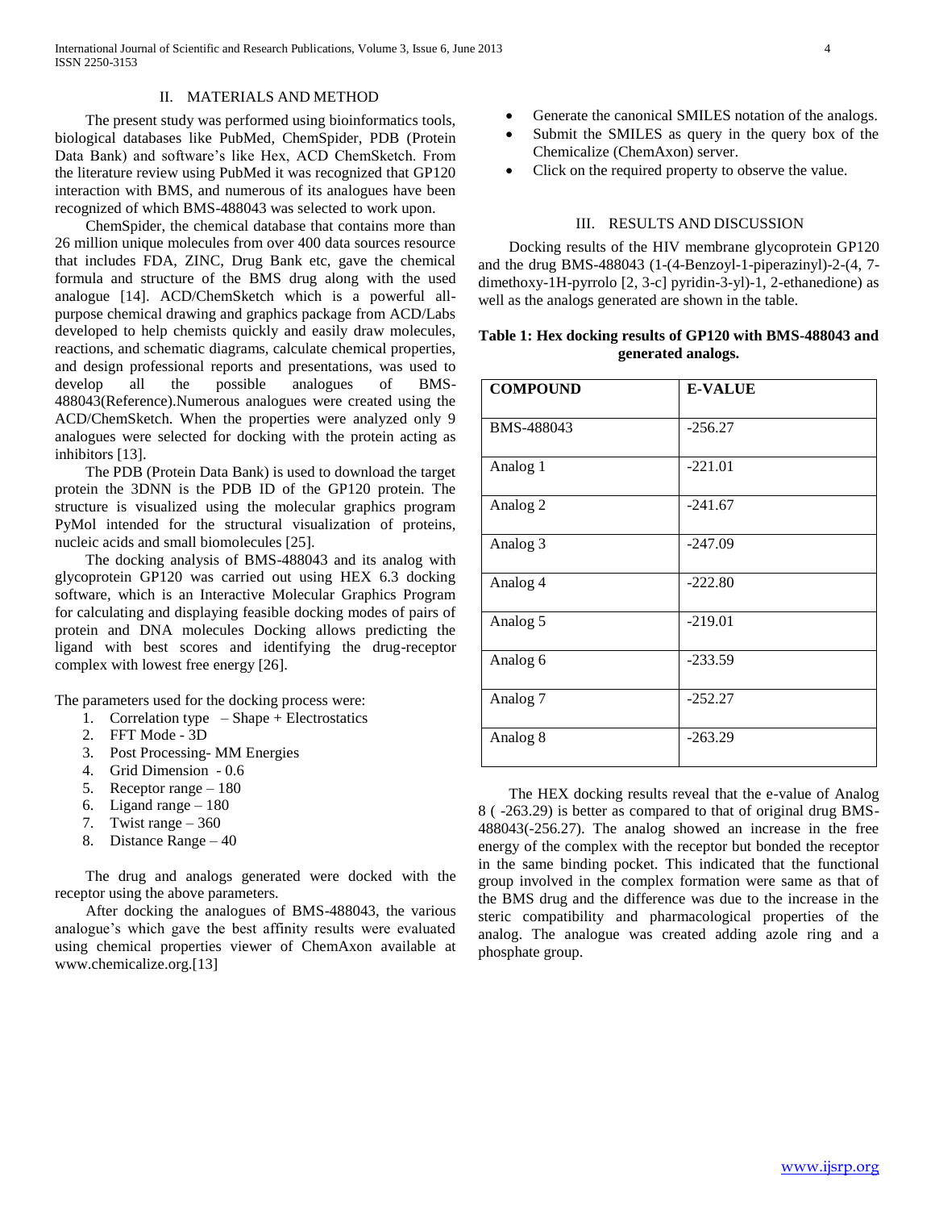## II. MATERIALS AND METHOD

The present study was performed using bioinformatics tools, biological databases like PubMed, ChemSpider, PDB (Protein Data Bank) and software's like Hex, ACD ChemSketch. From the literature review using PubMed it was recognized that GP120 interaction with BMS, and numerous of its analogues have been recognized of which BMS-488043 was selected to work upon.

ChemSpider, the chemical database that contains more than 26 million unique molecules from over 400 data sources resource that includes FDA, ZINC, Drug Bank etc, gave the chemical formula and structure of the BMS drug along with the used analogue [14]. ACD/ChemSketch which is a powerful all-purpose chemical drawing and graphics package from ACD/Labs developed to help chemists quickly and easily draw molecules, reactions, and schematic diagrams, calculate chemical properties, and design professional reports and presentations, was used to develop all the possible analogues of BMS-488043(Reference).Numerous analogues were created using the ACD/ChemSketch. When the properties were analyzed only 9 analogues were selected for docking with the protein acting as inhibitors [13].

The PDB (Protein Data Bank) is used to download the target protein the 3DNN is the PDB ID of the GP120 protein. The structure is visualized using the molecular graphics program PyMol intended for the structural visualization of proteins, nucleic acids and small biomolecules [25].

The docking analysis of BMS-488043 and its analog with glycoprotein GP120 was carried out using HEX 6.3 docking software, which is an Interactive Molecular Graphics Program for calculating and displaying feasible docking modes of pairs of protein and DNA molecules Docking allows predicting the ligand with best scores and identifying the drug-receptor complex with lowest free energy [26].

The parameters used for the docking process were:

1. Correlation type – Shape + Electrostatics
2. FFT Mode - 3D
3. Post Processing- MM Energies
4. Grid Dimension - 0.6
5. Receptor range – 180
6. Ligand range – 180
7. Twist range – 360
8. Distance Range – 40

The drug and analogs generated were docked with the receptor using the above parameters.

After docking the analogues of BMS-488043, the various analogue's which gave the best affinity results were evaluated using chemical properties viewer of ChemAxon available at www.chemicalize.org.[13]

- Generate the canonical SMILES notation of the analogs.
- Submit the SMILES as query in the query box of the Chemicalize (ChemAxon) server.
- Click on the required property to observe the value.

## III. RESULTS AND DISCUSSION

Docking results of the HIV membrane glycoprotein GP120 and the drug BMS-488043 (1-(4-Benzoyl-1-piperazinyl)-2-(4, 7-dimethoxy-1H-pyrrolo [2, 3-c] pyridin-3-yl)-1, 2-ethanedione) as well as the analogs generated are shown in the table.

**Table 1: Hex docking results of GP120 with BMS-488043 and generated analogs.**

| COMPOUND | E-VALUE |
|---|---|
| BMS-488043 | -256.27 |
| Analog 1 | -221.01 |
| Analog 2 | -241.67 |
| Analog 3 | -247.09 |
| Analog 4 | -222.80 |
| Analog 5 | -219.01 |
| Analog 6 | -233.59 |
| Analog 7 | -252.27 |
| Analog 8 | -263.29 |

The HEX docking results reveal that the e-value of Analog 8 ( -263.29) is better as compared to that of original drug BMS-488043(-256.27). The analog showed an increase in the free energy of the complex with the receptor but bonded the receptor in the same binding pocket. This indicated that the functional group involved in the complex formation were same as that of the BMS drug and the difference was due to the increase in the steric compatibility and pharmacological properties of the analog. The analogue was created adding azole ring and a phosphate group.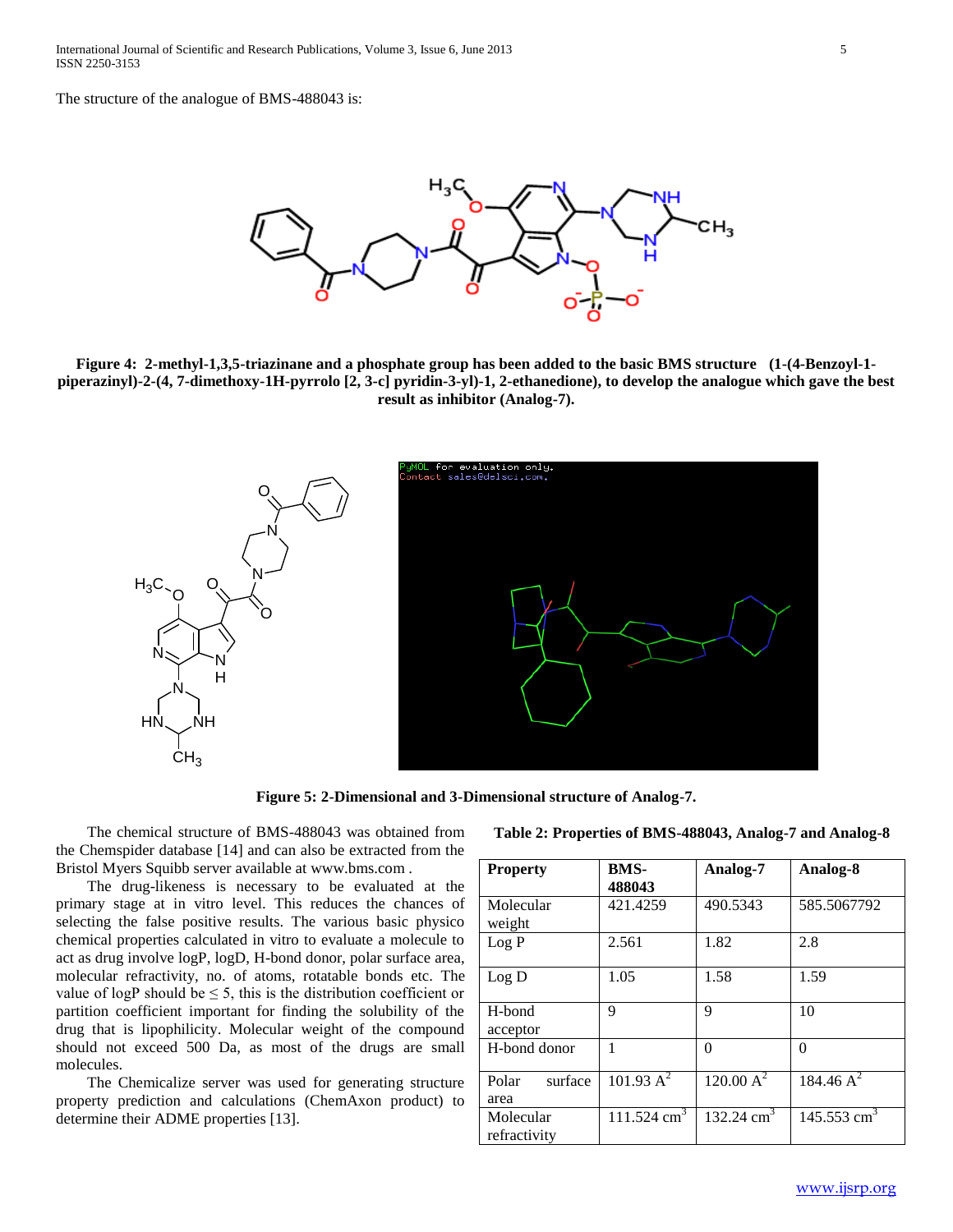The structure of the analogue of BMS-488043 is:

**Figure 4: 2-methyl-1,3,5-triazinane and a phosphate group has been added to the basic BMS structure (1-(4-Benzoyl-1-piperazinyl)-2-(4, 7-dimethoxy-1H-pyrrolo [2, 3-c] pyridin-3-yl)-1, 2-ethanedione), to develop the analogue which gave the best result as inhibitor (Analog-7).**

**Figure 5: 2-Dimensional and 3-Dimensional structure of Analog-7.**

The chemical structure of BMS-488043 was obtained from the Chemspider database [14] and can also be extracted from the Bristol Myers Squibb server available at www.bms.com .

The drug-likeness is necessary to be evaluated at the primary stage at in vitro level. This reduces the chance of selecting the false positive results. The various basic physico chemical properties calculated in vitro to evaluate a molecule to act as drug involve logP, logD, H-bond donor, polar surface area, molecular refractivity, no. of atoms, rotatable bonds etc. The value of logP should be $\leq 5$, this is the distribution coefficient or partition coefficient important for finding the solubility of the drug that is lipophilicity. Molecular weight of the compound should not exceed 500 Da, as most of the drugs are small molecules.

The Chemicalize server was used for generating structure property prediction and calculations (ChemAxon product) to determine their ADME properties [13].

**Table 2: Properties of BMS-488043, Analog-7 and Analog-8**

| Property | BMS-488043 | Analog-7 | Analog-8 |
|---|---|---|---|
| Molecular weight | 421.4259 | 490.5343 | 585.5067792 |
| Log P | 2.561 | 1.82 | 2.8 |
| Log D | 1.05 | 1.58 | 1.59 |
| H-bond acceptor | 9 | 9 | 10 |
| H-bond donor | 1 | 0 | 0 |
| Polar surface area | 101.93 $A^2$ | 120.00 $A^2$ | 184.46 $A^2$ |
| Molecular refractivity | 111.524 $cm^3$ | 132.24 $cm^3$ | 145.553 $cm^3$ |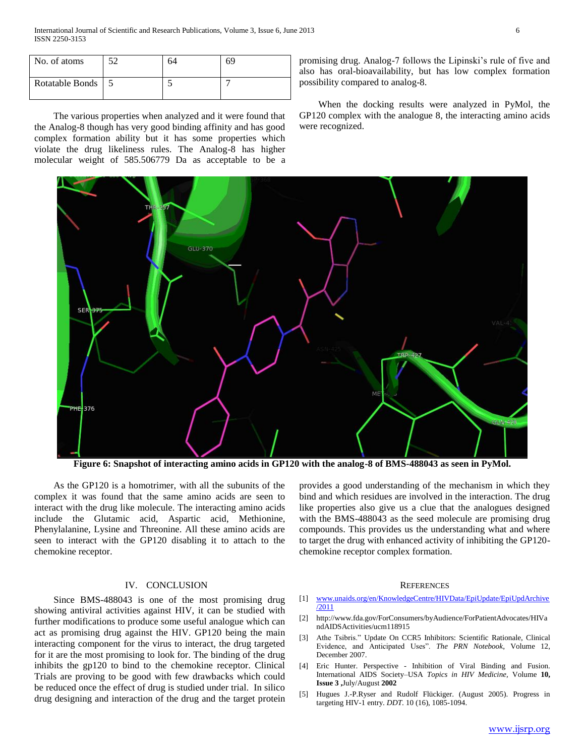| No. of atoms | 52 | 64 | 69 |
|---|---|---|---|
| Rotatable Bonds | 5 | 5 | 7 |

The various properties when analyzed and it were found that the Analog-8 though has very good binding affinity and has good complex formation ability but it has some properties which violate the drug likeliness rules. The Analog-8 has higher molecular weight of 585.506779 Da as acceptable to be a promising drug. Analog-7 follows the Lipinski's rule of five and also has oral-bioavailability, but has low complex formation possibility compared to analog-8.

When the docking results were analyzed in PyMol, the GP120 complex with the analogue 8, the interacting amino acids were recognized.

**Figure 6: Snapshot of interacting amino acids in GP120 with the analog-8 of BMS-488043 as seen in PyMol.**

As the GP120 is a homotrimer, with all the subunits of the complex it was found that the same amino acids are seen to interact with the drug like molecule. The interacting amino acids include the Glutamic acid, Aspartic acid, Methionine, Phenylalanine, Lysine and Threonine. All these amino acids are seen to interact with the GP120 disabling it to attach to the chemokine receptor.

## IV. CONCLUSION

Since BMS-488043 is one of the most promising drug showing antiviral activities against HIV, it can be studied with further modifications to produce some useful analogue which can act as promising drug against the HIV. GP120 being the main interacting component for the virus to interact, the drug targeted for it are the most promising to look for. The binding of the drug inhibits the gp120 to bind to the chemokine receptor. Clinical Trials are proving to be good with few drawbacks which could be reduced once the effect of drug is studied under trial. In silico drug designing and interaction of the drug and the target protein provides a good understanding of the mechanism in which they bind and which residues are involved in the interaction. The drug like properties also give us a clue that the analogues designed with the BMS-488043 as the seed molecule are promising drug compounds. This provides us the understanding what and where to target the drug with enhanced activity of inhibiting the GP120-chemokine receptor complex formation.

## REFERENCES

[1] www.unaids.org/en/KnowledgeCentre/HIVData/EpiUpdate/EpiUpdArchive/2011

[2] http://www.fda.gov/ForConsumers/byAudience/ForPatientAdvocates/HIVandAIDSActivities/ucm118915

[3] Athe Tsibris." Update On CCR5 Inhibitors: Scientific Rationale, Clinical Evidence, and Anticipated Uses". *The PRN Notebook*, Volume 12, December 2007.

[4] Eric Hunter. Perspective - Inhibition of Viral Binding and Fusion. International AIDS Society–USA *Topics in HIV Medicine*, Volume **10, Issue 3 ,**July/August **2002**

[5] Hugues J.-P.Ryser and Rudolf Flückiger. (August 2005). Progress in targeting HIV-1 entry. *DDT*. 10 (16), 1085-1094.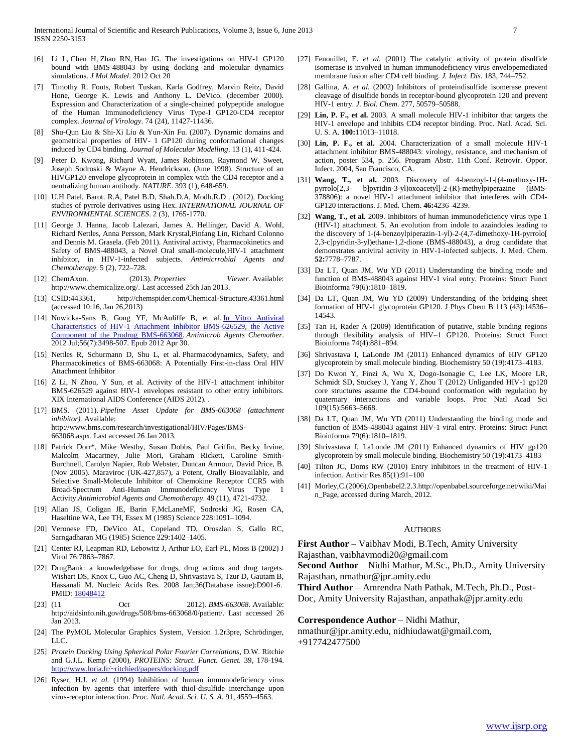[6] Li L, Chen H, Zhao RN, Han JG. The investigations on HIV-1 GP120 bound with BMS-488043 by using docking and molecular dynamics simulations. *J Mol Model*. 2012 Oct 20

[7] Timothy R. Fouts, Robert Tuskan, Karla Godfrey, Marvin Reitz, David Hone, George K. Lewis and Anthony L. DeVico. (december 2000). Expression and Characterization of a single-chained polypeptide analogue of the Human Immunodeficiency Virus Type-I GP120-CD4 receptor complex. *Journal of Virology*. 74 (24), 11427-11436.

[8] Shu-Qun Liu & Shi-Xi Liu & Yun-Xin Fu. (2007). Dynamic domains and geometrical properties of HIV- 1 GP120 during conformational changes induced by CD4 binding. *Journal of Molecular Modelling*. 13 (1), 411-424.

[9] Peter D. Kwong, Richard Wyatt, James Robinson, Raymond W. Sweet, Joseph Sodroski & Wayne A. Hendrickson. (June 1998). Structure of an HIVGP120 envelope glycoprotein in complex with the CD4 receptor and a neutralizing human antibody. *NATURE*. 393 (1), 648-659.

[10] U.H Patel, Barot. R.A, Patel B.D, Shah.D.A, Modh.R.D . (2012). Docking studies of pyrrole derivatives using Hex. *INTERNATIONAL JOURNAL OF ENVIRONMENTAL SCIENCES*. 2 (3), 1765-1770.

[11] George J. Hanna, Jacob Lalezari, James A. Hellinger, David A. Wohl, Richard Nettles, Anna Persson, Mark Krystal,Pinfang Lin, Richard Colonno and Dennis M. Grasela. (Feb 2011). Antiviral activty, Pharmacokinetics and Safety of BMS-488043, a Novel Oral small-molecule,HIV-1 attachment inhibitor, in HIV-1-infected subjects. *Antimicrrobial Agents and Chemotherapy*. 5 (2), 722–728.

[12] ChemAxon. (2013). *Properties Viewer*. Available: http://www.chemicalize.org/. Last accessed 25th Jan 2013.

[13] CSID:443361, http://chemspider.com/Chemical-Structure.43361.html (accessed 10:16, Jan 26,2013)

[14] Nowicka-Sans B, Gong YF, McAuliffe B, et al. In Vitro Antiviral Characteristics of HIV-1 Attachment Inhibitor BMS-626529, the Active Component of the Prodrug BMS-663068. *Antimicrob Agents Chemother*. 2012 Jul;56(7):3498-507. Epub 2012 Apr 30.

[15] Nettles R, Schurmann D, Shu L, et al. Pharmacodynamics, Safety, and Pharmacokinetics of BMS-663068: A Potentially First-in-class Oral HIV Attachment Inhibitor

[16] Z Li, N Zhou, Y Sun, et al. Activity of the HIV-1 attachment inhibitor BMS-626529 against HIV-1 envelopes resistant to other entry inhibitors. XIX International AIDS Conference (AIDS 2012). .

[17] BMS. (2011). *Pipeline Asset Update for BMS-663068 (attachment inhibitor)*. Available: http://www.bms.com/research/investigational/HIV/Pages/BMS-663068.aspx. Last accessed 26 Jan 2013.

[18] Patrick Dorr*, Mike Westby, Susan Dobbs, Paul Griffin, Becky Irvine, Malcolm Macartney, Julie Mori, Graham Rickett, Caroline Smith-Burchnell, Carolyn Napier, Rob Webster, Duncan Armour, David Price, B. (Nov 2005). Maraviroc (UK-427,857), a Potent, Orally Bioavailable, and Selective Small-Molecule Inhibitor of Chemokine Receptor CCR5 with Broad-Spectrum Anti-Human Immunodeficiency Virus Type 1 Activity.*Antimicrobial Agents and Chemotherapy*. 49 (11), 4721-4732.

[19] Allan JS, Coligan JE, Barin F,McLaneMF, Sodroski JG, Rosen CA, Haseltine WA, Lee TH, Essex M (1985) Science 228:1091–1094.

[20] Veronese FD, DeVico AL, Copeland TD, Oroszlan S, Gallo RC, Sarngadharan MG (1985) Science 229:1402–1405.

[21] Center RJ, Leapman RD, Lebowitz J, Arthur LO, Earl PL, Moss B (2002) J Virol 76:7863–7867.

[22] DrugBank: a knowledgebase for drugs, drug actions and drug targets. Wishart DS, Knox C, Guo AC, Cheng D, Shrivastava S, Tzur D, Gautam B, Hassanali M. Nucleic Acids Res. 2008 Jan;36(Database issue):D901-6. PMID: 18048412

[23] (11 Oct 2012). *BMS-663068*. Available: http://aidsinfo.nih.gov/drugs/508/bms-663068/0/patient/. Last accessed 26 Jan 2013.

[24] The PyMOL Molecular Graphics System, Version 1.2r3pre, Schrödinger, LLC.

[25] *Protein Docking Using Spherical Polar Fourier Correlations*, D.W. Ritchie and G.J.L. Kemp (2000), *PROTEINS: Struct. Funct. Genet.* 39, 178-194. http://www.loria.fr/~ritchied/papers/docking.pdf

[26] Ryser, H.J. *et al.* (1994) Inhibition of human immunodeficiency virus infection by agents that interfere with thiol-disulfide interchange upon virus-receptor interaction. *Proc. Natl. Acad. Sci. U. S. A.* 91, 4559–4563.

[27] Fenouillet, E. *et al.* (2001) The catalytic activity of protein disulfide isomerase is involved in human immunodeficiency virus envelopemediated membrane fusion after CD4 cell binding. *J. Infect. Dis.* 183, 744–752.

[28] Gallina, A. *et al.* (2002) Inhibitors of proteindisulfide isomerase prevent cleavage of disulfide bonds in receptor-bound glycoprotein 120 and prevent HIV-1 entry. *J. Biol. Chem.* 277, 50579–50588.

[29] **Lin, P. F., et al.** 2003. A small molecule HIV-1 inhibitor that targets the HIV-1 envelope and inhibits CD4 receptor binding. Proc. Natl. Acad. Sci. U. S. A. **100:**11013–11018.

[30] **Lin, P. F., et al.** 2004. Characterization of a small molecule HIV-1 attachment inhibitor BMS-488043: virology, resistance, and mechanism of action, poster 534, p. 256. Program Abstr. 11th Conf. Retrovir. Oppor. Infect. 2004, San Francisco, CA.

[31] **Wang, T., et al.** 2003. Discovery of 4-benzoyl-1-[(4-methoxy-1H-pyrrolo[2,3- b]pyridin-3-yl)oxoacetyl]-2-(R)-methylpiperazine (BMS-378806): a novel HIV-1 attachment inhibitor that interferes with CD4-GP120 interactions. J. Med. Chem. **46:**4236–4239.

[32] **Wang, T., et al.** 2009. Inhibitors of human immunodeficiency virus type 1 (HIV-1) attachment. 5. An evolution from indole to azaindoles leading to the discovery of 1-(4-benzoylpiperazin-1-yl)-2-(4,7-dimethoxy-1H-pyrrolo[ 2,3-c]pyridin-3-yl)ethane-1,2-dione (BMS-488043), a drug candidate that demonstrates antiviral activity in HIV-1-infected subjects. J. Med. Chem. **52:**7778–7787.

[33] Da LT, Quan JM, Wu YD (2011) Understanding the binding mode and function of BMS-488043 against HIV-1 viral entry. Proteins: Struct Funct Bioinforma 79(6):1810–1819.

[34] Da LT, Quan JM, Wu YD (2009) Understanding of the bridging sheet formation of HIV-1 glycoprotein GP120. J Phys Chem B 113 (43):14536–14543.

[35] Tan H, Rader A (2009) Identification of putative, stable binding regions through flexibility analysis of HIV–1 GP120. Proteins: Struct Funct Bioinforma 74(4):881–894.

[36] Shrivastava I, LaLonde JM (2011) Enhanced dynamics of HIV GP120 glycoprotein by small molecule binding. Biochemistry 50 (19):4173–4183.

[37] Do Kwon Y, Finzi A, Wu X, Dogo-Isonagie C, Lee LK, Moore LR, Schmidt SD, Stuckey J, Yang Y, Zhou T (2012) Unliganded HIV-1 gp120 core structures assume the CD4-bound conformation with regulation by quaternary interactions and variable loops. Proc Natl Acad Sci 109(15):5663–5668.

[38] Da LT, Quan JM, Wu YD (2011) Understanding the binding mode and function of BMS-488043 against HIV-1 viral entry. Proteins: Struct Funct Bioinforma 79(6):1810–1819.

[39] Shrivastava I, LaLonde JM (2011) Enhanced dynamics of HIV gp120 glycoprotein by small molecule binding. Biochemistry 50 (19):4173–4183

[40] Tilton JC, Doms RW (2010) Entry inhibitors in the treatment of HIV-1 infection. Antivir Res 85(1):91–100

[41] Morley,C.(2006),Openbabel2.2.3.http://openbabel.sourceforge.net/wiki/Main_Page, accessed during March, 2012.

## AUTHORS

**First Author** – Vaibhav Modi, B.Tech, Amity University Rajasthan, vaibhavmodi20@gmail.com

**Second Author** – Nidhi Mathur, M.Sc., Ph.D., Amity University Rajasthan, nmathur@jpr.amity.edu

**Third Author** – Amrendra Nath Pathak, M.Tech, Ph.D., Post-Doc, Amity University Rajasthan, anpathak@jpr.amity.edu

**Correspondence Author** – Nidhi Mathur, nmathur@jpr.amity.edu, nidhiudawat@gmail.com, +917742477500